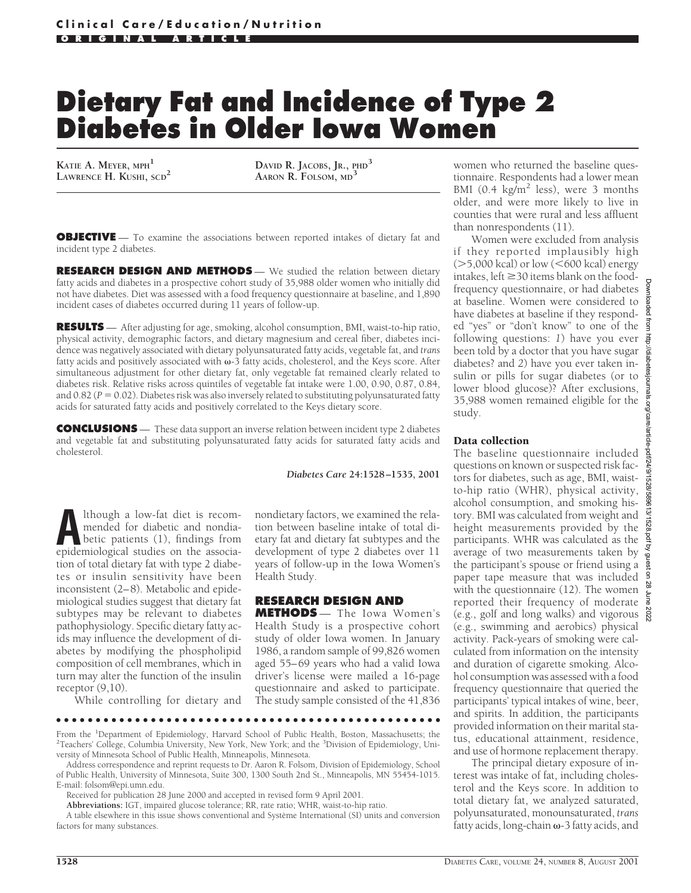Clinical Care/Education/Nutrition

ORIGINAL ARTICLE

# Dietary Fat and Incidence of Type 2 Diabetes in Older Iowa Women

KATIE A. MEYER, MPH[1]
LAWRENCE H. KUSHI, SCD[2]
DAVID R. JACOBS, JR., PHD[3]
AARON R. FOLSOM, MD[3]

**OBJECTIVE** — To examine the associations between reported intakes of dietary fat and incident type 2 diabetes.

**RESEARCH DESIGN AND METHODS** — We studied the relation between dietary fatty acids and diabetes in a prospective cohort study of 35,988 older women who initially did not have diabetes. Diet was assessed with a food frequency questionnaire at baseline, and 1,890 incident cases of diabetes occurred during 11 years of follow-up.

**RESULTS** — After adjusting for age, smoking, alcohol consumption, BMI, waist-to-hip ratio, physical activity, demographic factors, and dietary magnesium and cereal fiber, diabetes incidence was negatively associated with dietary polyunsaturated fatty acids, vegetable fat, and *trans* fatty acids and positively associated with ω-3 fatty acids, cholesterol, and the Keys score. After simultaneous adjustment for other dietary fat, only vegetable fat remained clearly related to diabetes risk. Relative risks across quintiles of vegetable fat intake were 1.00, 0.90, 0.87, 0.84, and 0.82 ($P = 0.02$). Diabetes risk was also inversely related to substituting polyunsaturated fatty acids for saturated fatty acids and positively correlated to the Keys dietary score.

**CONCLUSIONS** — These data support an inverse relation between incident type 2 diabetes and vegetable fat and substituting polyunsaturated fatty acids for saturated fatty acids and cholesterol.

*Diabetes Care* 24:1528–1535, 2001

Although a low-fat diet is recommended for diabetic and nondiabetic patients (1), findings from epidemiological studies on the association of total dietary fat with type 2 diabetes or insulin sensitivity have been inconsistent (2–8). Metabolic and epidemiological studies suggest that dietary fat subtypes may be relevant to diabetes pathophysiology. Specific dietary fatty acids may influence the development of diabetes by modifying the phospholipid composition of cell membranes, which in turn may alter the function of the insulin receptor (9,10).

While controlling for dietary and nondietary factors, we examined the relation between baseline intake of total dietary fat and dietary fat subtypes and the development of type 2 diabetes over 11 years of follow-up in the Iowa Women's Health Study.

## RESEARCH DESIGN AND METHODS

The Iowa Women's Health Study is a prospective cohort study of older Iowa women. In January 1986, a random sample of 99,826 women aged 55–69 years who had a valid Iowa driver's license were mailed a 16-page questionnaire and asked to participate. The study sample consisted of the 41,836 women who returned the baseline questionnaire. Respondents had a lower mean BMI (0.4 kg/m$^2$ less), were 3 months older, and were more likely to live in counties that were rural and less affluent than nonrespondents (11).

Women were excluded from analysis if they reported implausibly high (>5,000 kcal) or low (<600 kcal) energy intakes, left ≥30 items blank on the food-frequency questionnaire, or had diabetes at baseline. Women were considered to have diabetes at baseline if they responded "yes" or "don't know" to one of the following questions: *1*) have you ever been told by a doctor that you have sugar diabetes? and *2*) have you ever taken insulin or pills for sugar diabetes (or to lower blood glucose)? After exclusions, 35,988 women remained eligible for the study.

### Data collection

The baseline questionnaire included questions on known or suspected risk factors for diabetes, such as age, BMI, waist-to-hip ratio (WHR), physical activity, alcohol consumption, and smoking history. BMI was calculated from weight and height measurements provided by the participants. WHR was calculated as the average of two measurements taken by the participant's spouse or friend using a paper tape measure that was included with the questionnaire (12). The women reported their frequency of moderate (e.g., golf and long walks) and vigorous (e.g., swimming and aerobics) physical activity. Pack-years of smoking were calculated from information on the intensity and duration of cigarette smoking. Alcohol consumption was assessed with a food frequency questionnaire that queried the participants' typical intakes of wine, beer, and spirits. In addition, the participants provided information on their marital status, educational attainment, residence, and use of hormone replacement therapy.

The principal dietary exposure of interest was intake of fat, including cholesterol and the Keys score. In addition to total dietary fat, we analyzed saturated, polyunsaturated, monounsaturated, *trans* fatty acids, long-chain ω-3 fatty acids, and

From the [1]Department of Epidemiology, Harvard School of Public Health, Boston, Massachusetts; the [2]Teachers' College, Columbia University, New York, New York; and the [3]Division of Epidemiology, University of Minnesota School of Public Health, Minneapolis, Minnesota.

Address correspondence and reprint requests to Dr. Aaron R. Folsom, Division of Epidemiology, School of Public Health, University of Minnesota, Suite 300, 1300 South 2nd St., Minneapolis, MN 55454-1015. E-mail: folsom@epi.umn.edu.

Received for publication 28 June 2000 and accepted in revised form 9 April 2001.

**Abbreviations:** IGT, impaired glucose tolerance; RR, rate ratio; WHR, waist-to-hip ratio.

A table elsewhere in this issue shows conventional and Système International (SI) units and conversion factors for many substances.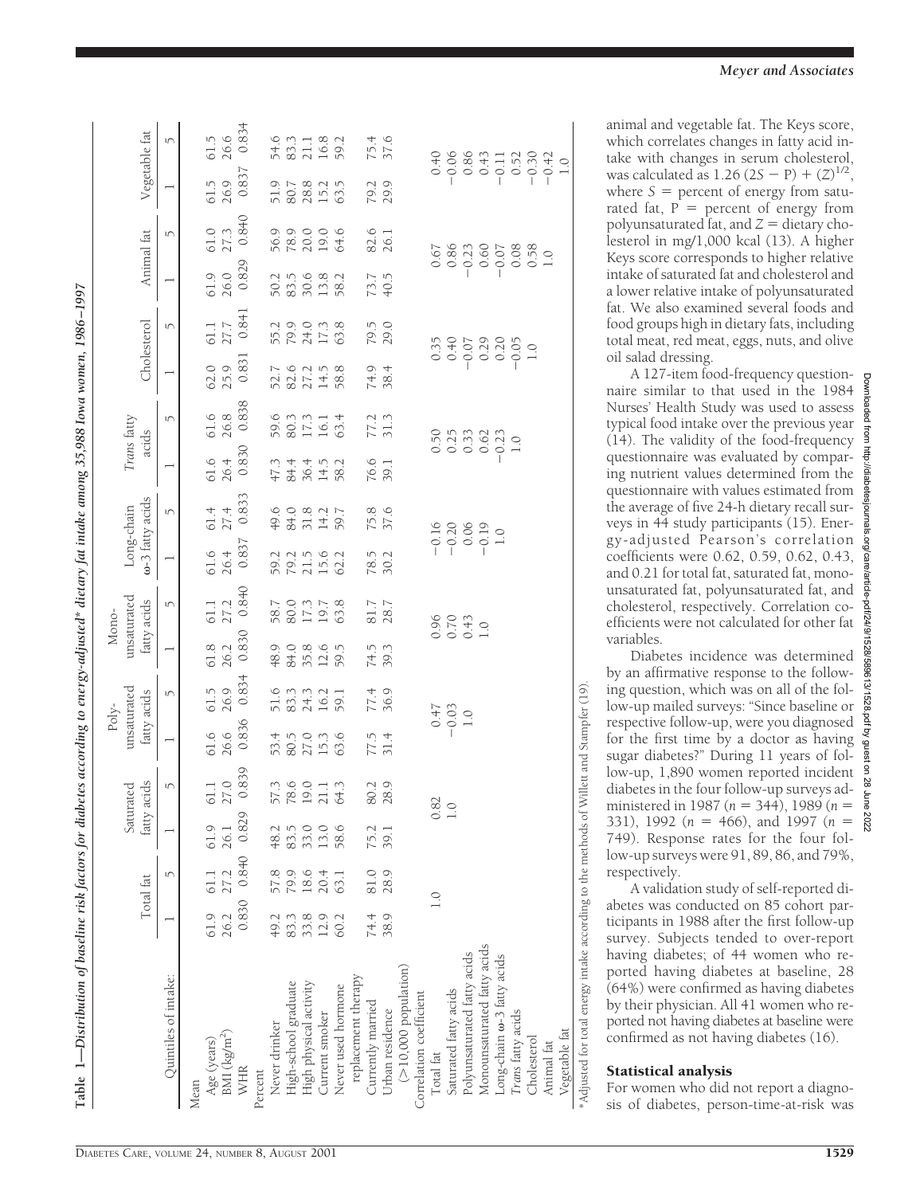**Table 1—Distribution of baseline risk factors for diabetes according to energy-adjusted* dietary fat intake among 35,988 Iowa women, 1986–1997**

| | Total fat | | Saturated fatty acids | | Polyunsaturated fatty acids | | Monounsaturated fatty acids | | Long-chain ω-3 fatty acids | | *Trans* fatty acids | | Cholesterol | | Animal fat | | Vegetable fat | |
|---|---|---|---|---|---|---|---|---|---|---|---|---|---|---|---|---|---|---|
| Quintiles of intake: | 1 | 5 | 1 | 5 | 1 | 5 | 1 | 5 | 1 | 5 | 1 | 5 | 1 | 5 | 1 | 5 | 1 | 5 |
| Mean | | | | | | | | | | | | | | | | | | |
| Age (years) | 61.9 | 61.1 | 61.9 | 61.1 | 61.6 | 61.5 | 61.8 | 61.1 | 61.6 | 61.4 | 61.6 | 61.6 | 62.0 | 61.1 | 61.9 | 61.0 | 61.5 | 61.5 |
| BMI (kg/m$^2$) | 26.2 | 27.2 | 26.1 | 27.0 | 26.6 | 26.9 | 26.2 | 27.2 | 26.4 | 27.4 | 26.4 | 26.8 | 25.9 | 27.7 | 26.0 | 27.3 | 26.9 | 26.6 |
| WHR | 0.830 | 0.840 | 0.829 | 0.839 | 0.836 | 0.834 | 0.830 | 0.840 | 0.837 | 0.833 | 0.830 | 0.838 | 0.831 | 0.841 | 0.829 | 0.840 | 0.837 | 0.834 |
| Percent | | | | | | | | | | | | | | | | | | |
| Never drinker | 49.2 | 57.8 | 48.2 | 57.3 | 53.4 | 51.6 | 48.9 | 58.7 | 59.2 | 49.6 | 47.3 | 59.6 | 52.7 | 55.2 | 50.2 | 56.9 | 51.9 | 54.6 |
| High-school graduate | 83.3 | 79.9 | 83.5 | 78.6 | 80.5 | 83.3 | 84.0 | 80.0 | 79.2 | 84.0 | 84.4 | 80.3 | 82.6 | 79.9 | 83.5 | 78.9 | 80.7 | 83.3 |
| High physical activity | 33.8 | 18.6 | 33.0 | 19.0 | 27.0 | 24.3 | 35.8 | 17.3 | 21.5 | 31.8 | 36.4 | 17.3 | 27.2 | 24.0 | 30.6 | 20.0 | 28.8 | 21.1 |
| Current smoker | 12.9 | 20.4 | 13.0 | 21.1 | 15.3 | 16.2 | 12.6 | 19.7 | 15.6 | 14.2 | 14.5 | 16.1 | 14.5 | 17.3 | 13.8 | 19.0 | 15.2 | 16.8 |
| Never used hormone replacement therapy | 60.2 | 63.1 | 58.6 | 64.3 | 63.6 | 59.1 | 59.5 | 63.8 | 62.2 | 59.7 | 58.2 | 63.4 | 58.8 | 63.8 | 58.2 | 64.6 | 63.5 | 59.2 |
| Currently married | 74.4 | 81.0 | 75.2 | 80.2 | 77.5 | 77.4 | 74.5 | 81.7 | 78.5 | 75.8 | 76.6 | 77.2 | 74.9 | 79.5 | 73.7 | 82.6 | 79.2 | 75.4 |
| Urban residence (>10,000 population) | 38.9 | 28.9 | 39.1 | 28.9 | 31.4 | 36.9 | 39.3 | 28.7 | 30.2 | 37.6 | 39.1 | 31.3 | 38.4 | 29.0 | 40.5 | 26.1 | 29.9 | 37.6 |
| Correlation coefficient | | | | | | | | | | | | | | | | | | |
| Total fat | 1.0 | | 0.82 | | 0.47 | | 0.96 | | −0.16 | | 0.50 | | 0.35 | | 0.67 | | 0.40 | |
| Saturated fatty acids | | | 1.0 | | −0.03 | | 0.70 | | −0.20 | | 0.25 | | 0.40 | | 0.86 | | −0.06 | |
| Polyunsaturated fatty acids | | | | | 1.0 | | 0.43 | | 0.06 | | 0.33 | | −0.07 | | −0.23 | | 0.86 | |
| Monounsaturated fatty acids | | | | | | | 1.0 | | −0.19 | | 0.62 | | 0.29 | | 0.60 | | 0.43 | |
| Long-chain ω-3 fatty acids | | | | | | | | | 1.0 | | −0.23 | | 0.20 | | −0.07 | | −0.11 | |
| *Trans* fatty acids | | | | | | | | | | | 1.0 | | −0.05 | | 0.08 | | 0.52 | |
| Cholesterol | | | | | | | | | | | | | 1.0 | | 0.58 | | −0.30 | |
| Animal fat | | | | | | | | | | | | | | | 1.0 | | −0.42 | |
| Vegetable fat | | | | | | | | | | | | | | | | | 1.0 | |

*Adjusted for total energy intake according to the methods of Willett and Stampler (19).

animal and vegetable fat. The Keys score, which correlates changes in fatty acid intake with changes in serum cholesterol, was calculated as $1.26\,(2S - P) + (Z)^{1/2}$, where $S$ = percent of energy from saturated fat, $P$ = percent of energy from polyunsaturated fat, and $Z$ = dietary cholesterol in mg/1,000 kcal (13). A higher Keys score corresponds to higher relative intake of saturated fat and cholesterol and a lower relative intake of polyunsaturated fat. We also examined several foods and food groups high in dietary fats, including total meat, red meat, eggs, nuts, and olive oil salad dressing.

A 127-item food-frequency questionnaire similar to that used in the 1984 Nurses' Health Study was used to assess typical food intake over the previous year (14). The validity of the food-frequency questionnaire was evaluated by comparing nutrient values determined from the questionnaire with values estimated from the average of five 24-h dietary recall surveys in 44 study participants (15). Energy-adjusted Pearson's correlation coefficients were 0.62, 0.59, 0.62, 0.43, and 0.21 for total fat, saturated fat, monounsaturated fat, polyunsaturated fat, and cholesterol, respectively. Correlation coefficients were not calculated for other fat variables.

Diabetes incidence was determined by an affirmative response to the following question, which was on all of the follow-up mailed surveys: "Since baseline or respective follow-up, were you diagnosed for the first time by a doctor as having sugar diabetes?" During 11 years of follow-up, 1,890 women reported incident diabetes in the four follow-up surveys administered in 1987 ($n$ = 344), 1989 ($n$ = 331), 1992 ($n$ = 466), and 1997 ($n$ = 749). Response rates for the four follow-up surveys were 91, 89, 86, and 79%, respectively.

A validation study of self-reported diabetes was conducted on 85 cohort participants in 1988 after the first follow-up survey. Subjects tended to over-report having diabetes; of 44 women who reported having diabetes at baseline, 28 (64%) were confirmed as having diabetes by their physician. All 41 women who reported not having diabetes at baseline were confirmed as not having diabetes (16).

## Statistical analysis

For women who did not report a diagnosis of diabetes, person-time-at-risk was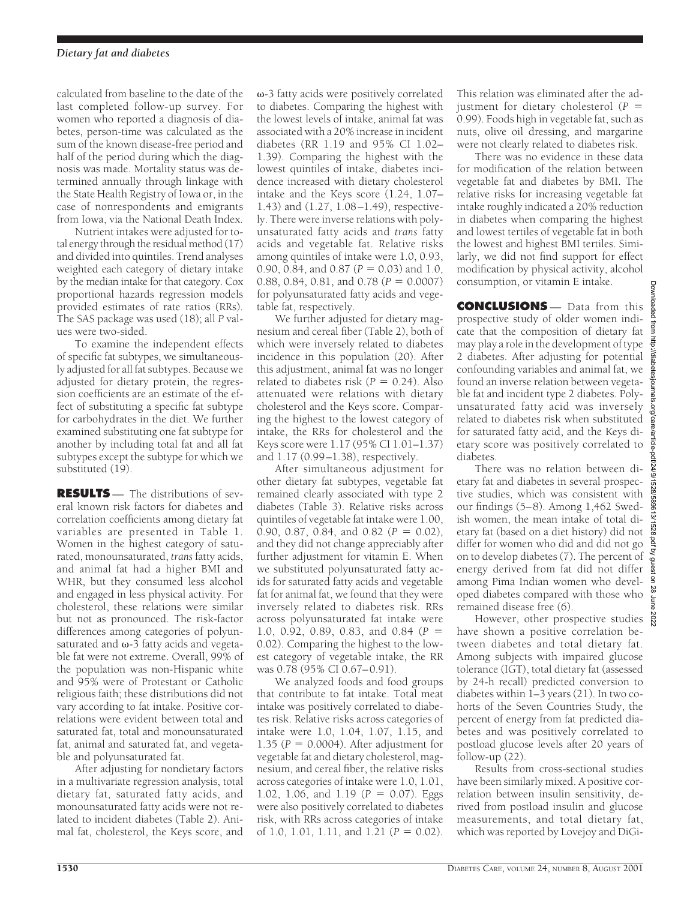calculated from baseline to the date of the last completed follow-up survey. For women who reported a diagnosis of diabetes, person-time was calculated as the sum of the known disease-free period and half of the period during which the diagnosis was made. Mortality status was determined annually through linkage with the State Health Registry of Iowa or, in the case of nonrespondents and emigrants from Iowa, via the National Death Index.

Nutrient intakes were adjusted for total energy through the residual method (17) and divided into quintiles. Trend analyses weighted each category of dietary intake by the median intake for that category. Cox proportional hazards regression models provided estimates of rate ratios (RRs). The SAS package was used (18); all *P* values were two-sided.

To examine the independent effects of specific fat subtypes, we simultaneously adjusted for all fat subtypes. Because we adjusted for dietary protein, the regression coefficients are an estimate of the effect of substituting a specific fat subtype for carbohydrates in the diet. We further examined substituting one fat subtype for another by including total fat and all fat subtypes except the subtype for which we substituted (19).

## RESULTS

The distributions of several known risk factors for diabetes and correlation coefficients among dietary fat variables are presented in Table 1. Women in the highest category of saturated, monounsaturated, *trans* fatty acids, and animal fat had a higher BMI and WHR, but they consumed less alcohol and engaged in less physical activity. For cholesterol, these relations were similar but not as pronounced. The risk-factor differences among categories of polyunsaturated and ω-3 fatty acids and vegetable fat were not extreme. Overall, 99% of the population was non-Hispanic white and 95% were of Protestant or Catholic religious faith; these distributions did not vary according to fat intake. Positive correlations were evident between total and saturated fat, total and monounsaturated fat, animal and saturated fat, and vegetable and polyunsaturated fat.

After adjusting for nondietary factors in a multivariate regression analysis, total dietary fat, saturated fatty acids, and monounsaturated fatty acids were not related to incident diabetes (Table 2). Animal fat, cholesterol, the Keys score, and ω-3 fatty acids were positively correlated to diabetes. Comparing the highest with the lowest levels of intake, animal fat was associated with a 20% increase in incident diabetes (RR 1.19 and 95% CI 1.02–1.39). Comparing the highest with the lowest quintiles of intake, diabetes incidence increased with dietary cholesterol intake and the Keys score (1.24, 1.07–1.43) and (1.27, 1.08–1.49), respectively. There were inverse relations with polyunsaturated fatty acids and *trans* fatty acids and vegetable fat. Relative risks among quintiles of intake were 1.0, 0.93, 0.90, 0.84, and 0.87 ($P = 0.03$) and 1.0, 0.88, 0.84, 0.81, and 0.78 ($P = 0.0007$) for polyunsaturated fatty acids and vegetable fat, respectively.

We further adjusted for dietary magnesium and cereal fiber (Table 2), both of which were inversely related to diabetes incidence in this population (20). After this adjustment, animal fat was no longer related to diabetes risk ($P = 0.24$). Also attenuated were relations with dietary cholesterol and the Keys score. Comparing the highest to the lowest category of intake, the RRs for cholesterol and the Keys score were 1.17 (95% CI 1.01–1.37) and 1.17 (0.99–1.38), respectively.

After simultaneous adjustment for other dietary fat subtypes, vegetable fat remained clearly associated with type 2 diabetes (Table 3). Relative risks across quintiles of vegetable fat intake were 1.00, 0.90, 0.87, 0.84, and 0.82 ($P = 0.02$), and they did not change appreciably after further adjustment for vitamin E. When we substituted polyunsaturated fatty acids for saturated fatty acids and vegetable fat for animal fat, we found that they were inversely related to diabetes risk. RRs across polyunsaturated fat intake were 1.0, 0.92, 0.89, 0.83, and 0.84 ($P = 0.02$). Comparing the highest to the lowest category of vegetable intake, the RR was 0.78 (95% CI 0.67–0.91).

We analyzed foods and food groups that contribute to fat intake. Total meat intake was positively correlated to diabetes risk. Relative risks across categories of intake were 1.0, 1.04, 1.07, 1.15, and 1.35 ($P = 0.0004$). After adjustment for vegetable fat and dietary cholesterol, magnesium, and cereal fiber, the relative risks across categories of intake were 1.0, 1.01, 1.02, 1.06, and 1.19 ($P = 0.07$). Eggs were also positively correlated to diabetes risk, with RRs across categories of intake of 1.0, 1.01, 1.11, and 1.21 ($P = 0.02$). This relation was eliminated after the adjustment for dietary cholesterol ($P = 0.99$). Foods high in vegetable fat, such as nuts, olive oil dressing, and margarine were not clearly related to diabetes risk.

There was no evidence in these data for modification of the relation between vegetable fat and diabetes by BMI. The relative risks for increasing vegetable fat intake roughly indicated a 20% reduction in diabetes when comparing the highest and lowest tertiles of vegetable fat in both the lowest and highest BMI tertiles. Similarly, we did not find support for effect modification by physical activity, alcohol consumption, or vitamin E intake.

## CONCLUSIONS

Data from this prospective study of older women indicate that the composition of dietary fat may play a role in the development of type 2 diabetes. After adjusting for potential confounding variables and animal fat, we found an inverse relation between vegetable fat and incident type 2 diabetes. Polyunsaturated fatty acid was inversely related to diabetes risk when substituted for saturated fatty acid, and the Keys dietary score was positively correlated to diabetes.

There was no relation between dietary fat and diabetes in several prospective studies, which was consistent with our findings (5–8). Among 1,462 Swedish women, the mean intake of total dietary fat (based on a diet history) did not differ for women who did and did not go on to develop diabetes (7). The percent of energy derived from fat did not differ among Pima Indian women who developed diabetes compared with those who remained disease free (6).

However, other prospective studies have shown a positive correlation between diabetes and total dietary fat. Among subjects with impaired glucose tolerance (IGT), total dietary fat (assessed by 24-h recall) predicted conversion to diabetes within 1–3 years (21). In two cohorts of the Seven Countries Study, the percent of energy from fat predicted diabetes and was positively correlated to postload glucose levels after 20 years of follow-up (22).

Results from cross-sectional studies have been similarly mixed. A positive correlation between insulin sensitivity, derived from postload insulin and glucose measurements, and total dietary fat, which was reported by Lovejoy and DiGi-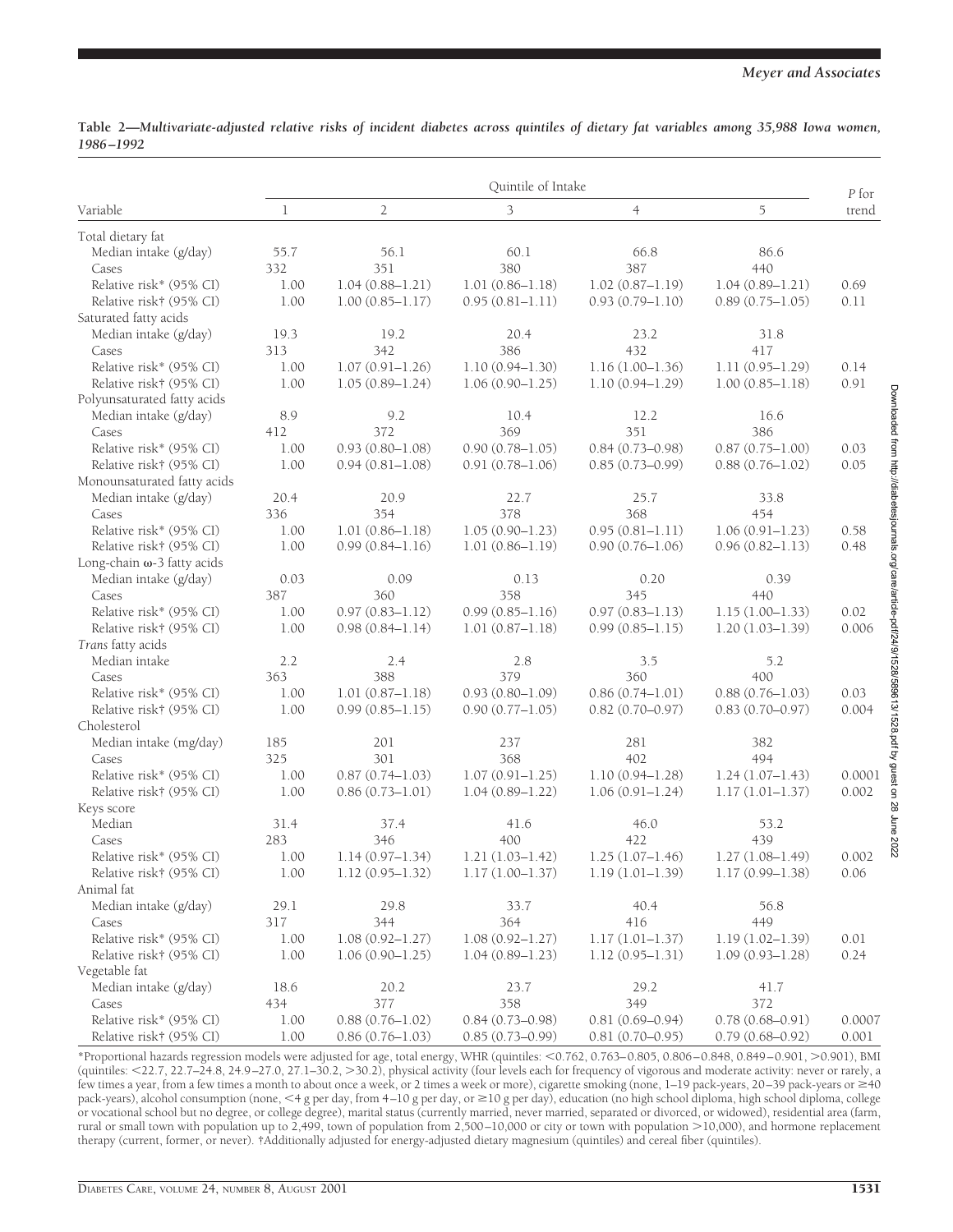**Table 2—Multivariate-adjusted relative risks of incident diabetes across quintiles of dietary fat variables among 35,988 Iowa women, 1986–1992**

| Variable | Quintile of Intake | | | | | P for trend |
|---|---|---|---|---|---|---|
| | 1 | 2 | 3 | 4 | 5 | |
| Total dietary fat | | | | | | |
| Median intake (g/day) | 55.7 | 56.1 | 60.1 | 66.8 | 86.6 | |
| Cases | 332 | 351 | 380 | 387 | 440 | |
| Relative risk* (95% CI) | 1.00 | 1.04 (0.88–1.21) | 1.01 (0.86–1.18) | 1.02 (0.87–1.19) | 1.04 (0.89–1.21) | 0.69 |
| Relative risk† (95% CI) | 1.00 | 1.00 (0.85–1.17) | 0.95 (0.81–1.11) | 0.93 (0.79–1.10) | 0.89 (0.75–1.05) | 0.11 |
| Saturated fatty acids | | | | | | |
| Median intake (g/day) | 19.3 | 19.2 | 20.4 | 23.2 | 31.8 | |
| Cases | 313 | 342 | 386 | 432 | 417 | |
| Relative risk* (95% CI) | 1.00 | 1.07 (0.91–1.26) | 1.10 (0.94–1.30) | 1.16 (1.00–1.36) | 1.11 (0.95–1.29) | 0.14 |
| Relative risk† (95% CI) | 1.00 | 1.05 (0.89–1.24) | 1.06 (0.90–1.25) | 1.10 (0.94–1.29) | 1.00 (0.85–1.18) | 0.91 |
| Polyunsaturated fatty acids | | | | | | |
| Median intake (g/day) | 8.9 | 9.2 | 10.4 | 12.2 | 16.6 | |
| Cases | 412 | 372 | 369 | 351 | 386 | |
| Relative risk* (95% CI) | 1.00 | 0.93 (0.80–1.08) | 0.90 (0.78–1.05) | 0.84 (0.73–0.98) | 0.87 (0.75–1.00) | 0.03 |
| Relative risk† (95% CI) | 1.00 | 0.94 (0.81–1.08) | 0.91 (0.78–1.06) | 0.85 (0.73–0.99) | 0.88 (0.76–1.02) | 0.05 |
| Monounsaturated fatty acids | | | | | | |
| Median intake (g/day) | 20.4 | 20.9 | 22.7 | 25.7 | 33.8 | |
| Cases | 336 | 354 | 378 | 368 | 454 | |
| Relative risk* (95% CI) | 1.00 | 1.01 (0.86–1.18) | 1.05 (0.90–1.23) | 0.95 (0.81–1.11) | 1.06 (0.91–1.23) | 0.58 |
| Relative risk† (95% CI) | 1.00 | 0.99 (0.84–1.16) | 1.01 (0.86–1.19) | 0.90 (0.76–1.06) | 0.96 (0.82–1.13) | 0.48 |
| Long-chain ω-3 fatty acids | | | | | | |
| Median intake (g/day) | 0.03 | 0.09 | 0.13 | 0.20 | 0.39 | |
| Cases | 387 | 360 | 358 | 345 | 440 | |
| Relative risk* (95% CI) | 1.00 | 0.97 (0.83–1.12) | 0.99 (0.85–1.16) | 0.97 (0.83–1.13) | 1.15 (1.00–1.33) | 0.02 |
| Relative risk† (95% CI) | 1.00 | 0.98 (0.84–1.14) | 1.01 (0.87–1.18) | 0.99 (0.85–1.15) | 1.20 (1.03–1.39) | 0.006 |
| *Trans* fatty acids | | | | | | |
| Median intake | 2.2 | 2.4 | 2.8 | 3.5 | 5.2 | |
| Cases | 363 | 388 | 379 | 360 | 400 | |
| Relative risk* (95% CI) | 1.00 | 1.01 (0.87–1.18) | 0.93 (0.80–1.09) | 0.86 (0.74–1.01) | 0.88 (0.76–1.03) | 0.03 |
| Relative risk† (95% CI) | 1.00 | 0.99 (0.85–1.15) | 0.90 (0.77–1.05) | 0.82 (0.70–0.97) | 0.83 (0.70–0.97) | 0.004 |
| Cholesterol | | | | | | |
| Median intake (mg/day) | 185 | 201 | 237 | 281 | 382 | |
| Cases | 325 | 301 | 368 | 402 | 494 | |
| Relative risk* (95% CI) | 1.00 | 0.87 (0.74–1.03) | 1.07 (0.91–1.25) | 1.10 (0.94–1.28) | 1.24 (1.07–1.43) | 0.0001 |
| Relative risk† (95% CI) | 1.00 | 0.86 (0.73–1.01) | 1.04 (0.89–1.22) | 1.06 (0.91–1.24) | 1.17 (1.01–1.37) | 0.002 |
| Keys score | | | | | | |
| Median | 31.4 | 37.4 | 41.6 | 46.0 | 53.2 | |
| Cases | 283 | 346 | 400 | 422 | 439 | |
| Relative risk* (95% CI) | 1.00 | 1.14 (0.97–1.34) | 1.21 (1.03–1.42) | 1.25 (1.07–1.46) | 1.27 (1.08–1.49) | 0.002 |
| Relative risk† (95% CI) | 1.00 | 1.12 (0.95–1.32) | 1.17 (1.00–1.37) | 1.19 (1.01–1.39) | 1.17 (0.99–1.38) | 0.06 |
| Animal fat | | | | | | |
| Median intake (g/day) | 29.1 | 29.8 | 33.7 | 40.4 | 56.8 | |
| Cases | 317 | 344 | 364 | 416 | 449 | |
| Relative risk* (95% CI) | 1.00 | 1.08 (0.92–1.27) | 1.08 (0.92–1.27) | 1.17 (1.01–1.37) | 1.19 (1.02–1.39) | 0.01 |
| Relative risk† (95% CI) | 1.00 | 1.06 (0.90–1.25) | 1.04 (0.89–1.23) | 1.12 (0.95–1.31) | 1.09 (0.93–1.28) | 0.24 |
| Vegetable fat | | | | | | |
| Median intake (g/day) | 18.6 | 20.2 | 23.7 | 29.2 | 41.7 | |
| Cases | 434 | 377 | 358 | 349 | 372 | |
| Relative risk* (95% CI) | 1.00 | 0.88 (0.76–1.02) | 0.84 (0.73–0.98) | 0.81 (0.69–0.94) | 0.78 (0.68–0.91) | 0.0007 |
| Relative risk† (95% CI) | 1.00 | 0.86 (0.76–1.03) | 0.85 (0.73–0.99) | 0.81 (0.70–0.95) | 0.79 (0.68–0.92) | 0.001 |

*Proportional hazards regression models were adjusted for age, total energy, WHR (quintiles: <0.762, 0.763–0.805, 0.806–0.848, 0.849–0.901, >0.901), BMI (quintiles: <22.7, 22.7–24.8, 24.9–27.0, 27.1–30.2, >30.2), physical activity (four levels each for frequency of vigorous and moderate activity: never or rarely, a few times a year, from a few times a month to about once a week, or 2 times a week or more), cigarette smoking (none, 1–19 pack-years, 20–39 pack-years or ≥40 pack-years), alcohol consumption (none, <4 g per day, from 4–10 g per day, or ≥10 g per day), education (no high school diploma, high school diploma, college or vocational school but no degree, or college degree), marital status (currently married, never married, separated or divorced, or widowed), residential area (farm, rural or small town with population up to 2,499, town of population from 2,500–10,000 or city or town with population >10,000), and hormone replacement therapy (current, former, or never). †Additionally adjusted for energy-adjusted dietary magnesium (quintiles) and cereal fiber (quintiles).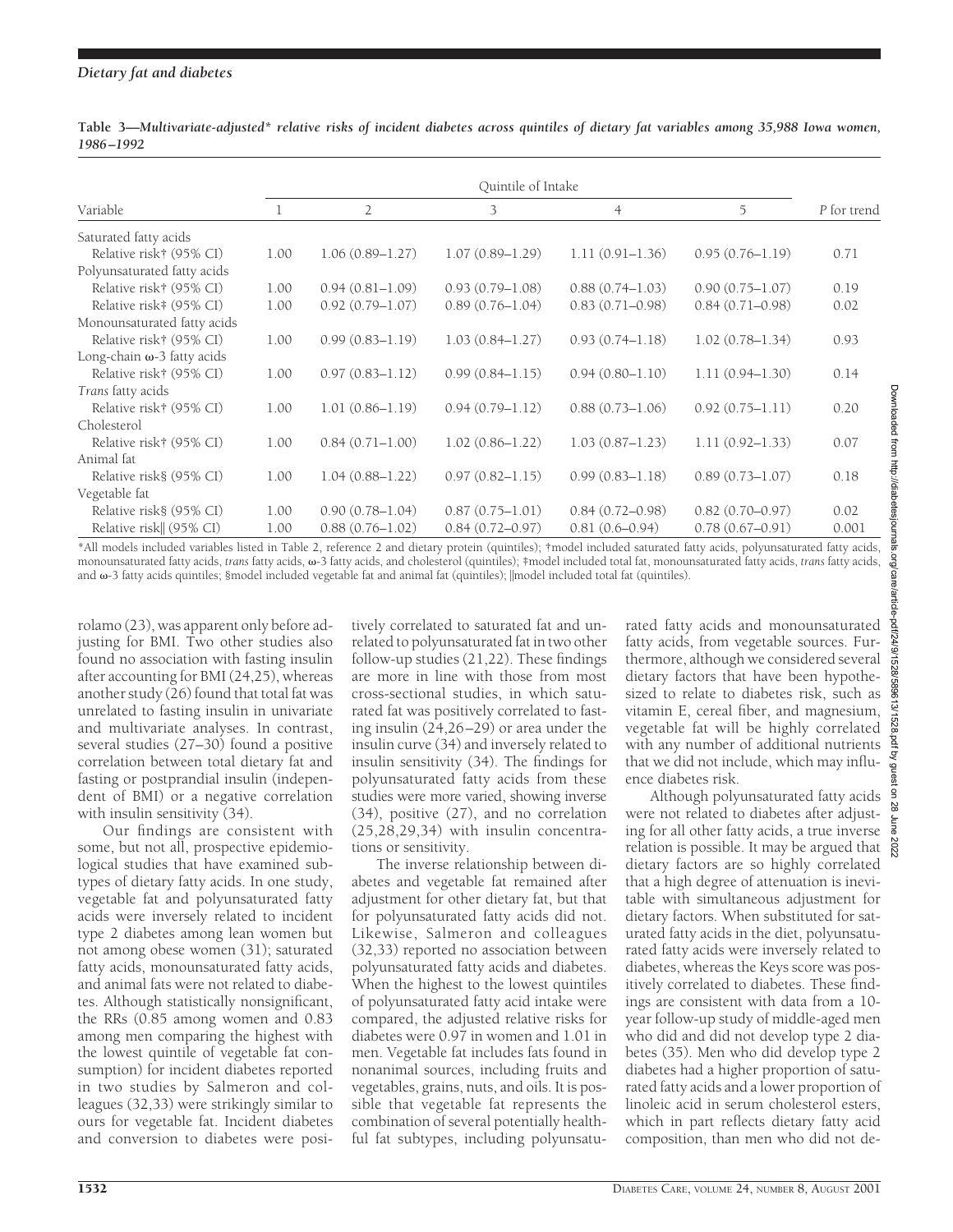**Table 3—Multivariate-adjusted* relative risks of incident diabetes across quintiles of dietary fat variables among 35,988 Iowa women, 1986–1992**

| Variable | Quintile of Intake | | | | | P for trend |
|---|---|---|---|---|---|---|
| | 1 | 2 | 3 | 4 | 5 | |
| Saturated fatty acids | | | | | | |
| Relative risk† (95% CI) | 1.00 | 1.06 (0.89–1.27) | 1.07 (0.89–1.29) | 1.11 (0.91–1.36) | 0.95 (0.76–1.19) | 0.71 |
| Polyunsaturated fatty acids | | | | | | |
| Relative risk† (95% CI) | 1.00 | 0.94 (0.81–1.09) | 0.93 (0.79–1.08) | 0.88 (0.74–1.03) | 0.90 (0.75–1.07) | 0.19 |
| Relative risk‡ (95% CI) | 1.00 | 0.92 (0.79–1.07) | 0.89 (0.76–1.04) | 0.83 (0.71–0.98) | 0.84 (0.71–0.98) | 0.02 |
| Monounsaturated fatty acids | | | | | | |
| Relative risk† (95% CI) | 1.00 | 0.99 (0.83–1.19) | 1.03 (0.84–1.27) | 0.93 (0.74–1.18) | 1.02 (0.78–1.34) | 0.93 |
| Long-chain ω-3 fatty acids | | | | | | |
| Relative risk† (95% CI) | 1.00 | 0.97 (0.83–1.12) | 0.99 (0.84–1.15) | 0.94 (0.80–1.10) | 1.11 (0.94–1.30) | 0.14 |
| *Trans* fatty acids | | | | | | |
| Relative risk† (95% CI) | 1.00 | 1.01 (0.86–1.19) | 0.94 (0.79–1.12) | 0.88 (0.73–1.06) | 0.92 (0.75–1.11) | 0.20 |
| Cholesterol | | | | | | |
| Relative risk† (95% CI) | 1.00 | 0.84 (0.71–1.00) | 1.02 (0.86–1.22) | 1.03 (0.87–1.23) | 1.11 (0.92–1.33) | 0.07 |
| Animal fat | | | | | | |
| Relative risk§ (95% CI) | 1.00 | 1.04 (0.88–1.22) | 0.97 (0.82–1.15) | 0.99 (0.83–1.18) | 0.89 (0.73–1.07) | 0.18 |
| Vegetable fat | | | | | | |
| Relative risk§ (95% CI) | 1.00 | 0.90 (0.78–1.04) | 0.87 (0.75–1.01) | 0.84 (0.72–0.98) | 0.82 (0.70–0.97) | 0.02 |
| Relative risk‖ (95% CI) | 1.00 | 0.88 (0.76–1.02) | 0.84 (0.72–0.97) | 0.81 (0.6–0.94) | 0.78 (0.67–0.91) | 0.001 |

*All models included variables listed in Table 2, reference 2 and dietary protein (quintiles); †model included saturated fatty acids, polyunsaturated fatty acids, monounsaturated fatty acids, *trans* fatty acids, ω-3 fatty acids, and cholesterol (quintiles); ‡model included total fat, monounsaturated fatty acids, *trans* fatty acids, and ω-3 fatty acids quintiles; §model included vegetable fat and animal fat (quintiles); ‖model included total fat (quintiles).

rolamo (23), was apparent only before adjusting for BMI. Two other studies also found no association with fasting insulin after accounting for BMI (24,25), whereas another study (26) found that total fat was unrelated to fasting insulin in univariate and multivariate analyses. In contrast, several studies (27–30) found a positive correlation between total dietary fat and fasting or postprandial insulin (independent of BMI) or a negative correlation with insulin sensitivity (34).

Our findings are consistent with some, but not all, prospective epidemiological studies that have examined subtypes of dietary fatty acids. In one study, vegetable fat and polyunsaturated fatty acids were inversely related to incident type 2 diabetes among lean women but not among obese women (31); saturated fatty acids, monounsaturated fatty acids, and animal fats were not related to diabetes. Although statistically nonsignificant, the RRs (0.85 among women and 0.83 among men comparing the highest with the lowest quintile of vegetable fat consumption) for incident diabetes reported in two studies by Salmeron and colleagues (32,33) were strikingly similar to ours for vegetable fat. Incident diabetes and conversion to diabetes were positively correlated to saturated fat and unrelated to polyunsaturated fat in two other follow-up studies (21,22). These findings are more in line with those from most cross-sectional studies, in which saturated fat was positively correlated to fasting insulin (24,26–29) or area under the insulin curve (34) and inversely related to insulin sensitivity (34). The findings for polyunsaturated fatty acids from these studies were more varied, showing inverse (34), positive (27), and no correlation (25,28,29,34) with insulin concentrations or sensitivity.

The inverse relationship between diabetes and vegetable fat remained after adjustment for other dietary fat, but that for polyunsaturated fatty acids did not. Likewise, Salmeron and colleagues (32,33) reported no association between polyunsaturated fatty acids and diabetes. When the highest to the lowest quintiles of polyunsaturated fatty acid intake were compared, the adjusted relative risks for diabetes were 0.97 in women and 1.01 in men. Vegetable fat includes fats found in nonanimal sources, including fruits and vegetables, grains, nuts, and oils. It is possible that vegetable fat represents the combination of several potentially healthful fat subtypes, including polyunsaturated fatty acids and monounsaturated fatty acids, from vegetable sources. Furthermore, although we considered several dietary factors that have been hypothesized to relate to diabetes risk, such as vitamin E, cereal fiber, and magnesium, vegetable fat will be highly correlated with any number of additional nutrients that we did not include, which may influence diabetes risk.

Although polyunsaturated fatty acids were not related to diabetes after adjusting for all other fatty acids, a true inverse relation is possible. It may be argued that dietary factors are so highly correlated that a high degree of attenuation is inevitable with simultaneous adjustment for dietary factors. When substituted for saturated fatty acids in the diet, polyunsaturated fatty acids were inversely related to diabetes, whereas the Keys score was positively correlated to diabetes. These findings are consistent with data from a 10-year follow-up study of middle-aged men who did and did not develop type 2 diabetes (35). Men who did develop type 2 diabetes had a higher proportion of saturated fatty acids and a lower proportion of linoleic acid in serum cholesterol esters, which in part reflects dietary fatty acid composition, than men who did not de-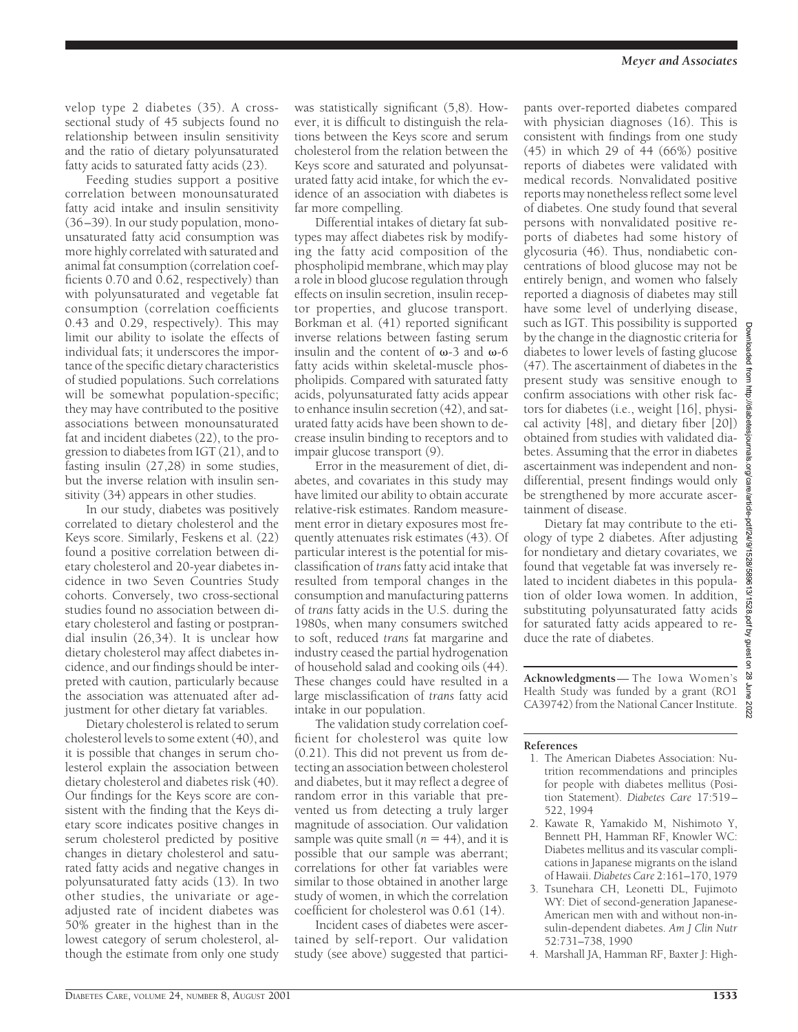velop type 2 diabetes (35). A cross-sectional study of 45 subjects found no relationship between insulin sensitivity and the ratio of dietary polyunsaturated fatty acids to saturated fatty acids (23).

Feeding studies support a positive correlation between monounsaturated fatty acid intake and insulin sensitivity (36–39). In our study population, monounsaturated fatty acid consumption was more highly correlated with saturated and animal fat consumption (correlation coefficients 0.70 and 0.62, respectively) than with polyunsaturated and vegetable fat consumption (correlation coefficients 0.43 and 0.29, respectively). This may limit our ability to isolate the effects of individual fats; it underscores the importance of the specific dietary characteristics of studied populations. Such correlations will be somewhat population-specific; they may have contributed to the positive associations between monounsaturated fat and incident diabetes (22), to the progression to diabetes from IGT (21), and to fasting insulin (27,28) in some studies, but the inverse relation with insulin sensitivity (34) appears in other studies.

In our study, diabetes was positively correlated to dietary cholesterol and the Keys score. Similarly, Feskens et al. (22) found a positive correlation between dietary cholesterol and 20-year diabetes incidence in two Seven Countries Study cohorts. Conversely, two cross-sectional studies found no association between dietary cholesterol and fasting or postprandial insulin (26,34). It is unclear how dietary cholesterol may affect diabetes incidence, and our findings should be interpreted with caution, particularly because the association was attenuated after adjustment for other dietary fat variables.

Dietary cholesterol is related to serum cholesterol levels to some extent (40), and it is possible that changes in serum cholesterol explain the association between dietary cholesterol and diabetes risk (40). Our findings for the Keys score are consistent with the finding that the Keys dietary score indicates positive changes in serum cholesterol predicted by positive changes in dietary cholesterol and saturated fatty acids and negative changes in polyunsaturated fatty acids (13). In two other studies, the univariate or age-adjusted rate of incident diabetes was 50% greater in the highest than in the lowest category of serum cholesterol, although the estimate from only one study was statistically significant (5,8). However, it is difficult to distinguish the relations between the Keys score and serum cholesterol from the relation between the Keys score and saturated and polyunsaturated fatty acid intake, for which the evidence of an association with diabetes is far more compelling.

Differential intakes of dietary fat subtypes may affect diabetes risk by modifying the fatty acid composition of the phospholipid membrane, which may play a role in blood glucose regulation through effects on insulin secretion, insulin receptor properties, and glucose transport. Borkman et al. (41) reported significant inverse relations between fasting serum insulin and the content of $\omega$-3 and $\omega$-6 fatty acids within skeletal-muscle phospholipids. Compared with saturated fatty acids, polyunsaturated fatty acids appear to enhance insulin secretion (42), and saturated fatty acids have been shown to decrease insulin binding to receptors and to impair glucose transport (9).

Error in the measurement of diet, diabetes, and covariates in this study may have limited our ability to obtain accurate relative-risk estimates. Random measurement error in dietary exposures most frequently attenuates risk estimates (43). Of particular interest is the potential for misclassification of *trans* fatty acid intake that resulted from temporal changes in the consumption and manufacturing patterns of *trans* fatty acids in the U.S. during the 1980s, when many consumers switched to soft, reduced *trans* fat margarine and industry ceased the partial hydrogenation of household salad and cooking oils (44). These changes could have resulted in a large misclassification of *trans* fatty acid intake in our population.

The validation study correlation coefficient for cholesterol was quite low (0.21). This did not prevent us from detecting an association between cholesterol and diabetes, but it may reflect a degree of random error in this variable that prevented us from detecting a truly larger magnitude of association. Our validation sample was quite small ($n = 44$), and it is possible that our sample was aberrant; correlations for other fat variables were similar to those obtained in another large study of women, in which the correlation coefficient for cholesterol was 0.61 (14).

Incident cases of diabetes were ascertained by self-report. Our validation study (see above) suggested that participants over-reported diabetes compared with physician diagnoses (16). This is consistent with findings from one study (45) in which 29 of 44 (66%) positive reports of diabetes were validated with medical records. Nonvalidated positive reports may nonetheless reflect some level of diabetes. One study found that several persons with nonvalidated positive reports of diabetes had some history of glycosuria (46). Thus, nondiabetic concentrations of blood glucose may not be entirely benign, and women who falsely reported a diagnosis of diabetes may still have some level of underlying disease, such as IGT. This possibility is supported by the change in the diagnostic criteria for diabetes to lower levels of fasting glucose (47). The ascertainment of diabetes in the present study was sensitive enough to confirm associations with other risk factors for diabetes (i.e., weight [16], physical activity [48], and dietary fiber [20]) obtained from studies with validated diabetes. Assuming that the error in diabetes ascertainment was independent and nondifferential, present findings would only be strengthened by more accurate ascertainment of disease.

Dietary fat may contribute to the etiology of type 2 diabetes. After adjusting for nondietary and dietary covariates, we found that vegetable fat was inversely related to incident diabetes in this population of older Iowa women. In addition, substituting polyunsaturated fatty acids for saturated fatty acids appeared to reduce the rate of diabetes.

**Acknowledgments**— The Iowa Women's Health Study was funded by a grant (RO1 CA39742) from the National Cancer Institute.

## References

1. The American Diabetes Association: Nutrition recommendations and principles for people with diabetes mellitus (Position Statement). *Diabetes Care* 17:519–522, 1994
2. Kawate R, Yamakido M, Nishimoto Y, Bennett PH, Hamman RF, Knowler WC: Diabetes mellitus and its vascular complications in Japanese migrants on the island of Hawaii. *Diabetes Care* 2:161–170, 1979
3. Tsunehara CH, Leonetti DL, Fujimoto WY: Diet of second-generation Japanese-American men with and without non-insulin-dependent diabetes. *Am J Clin Nutr* 52:731–738, 1990
4. Marshall JA, Hamman RF, Baxter J: High-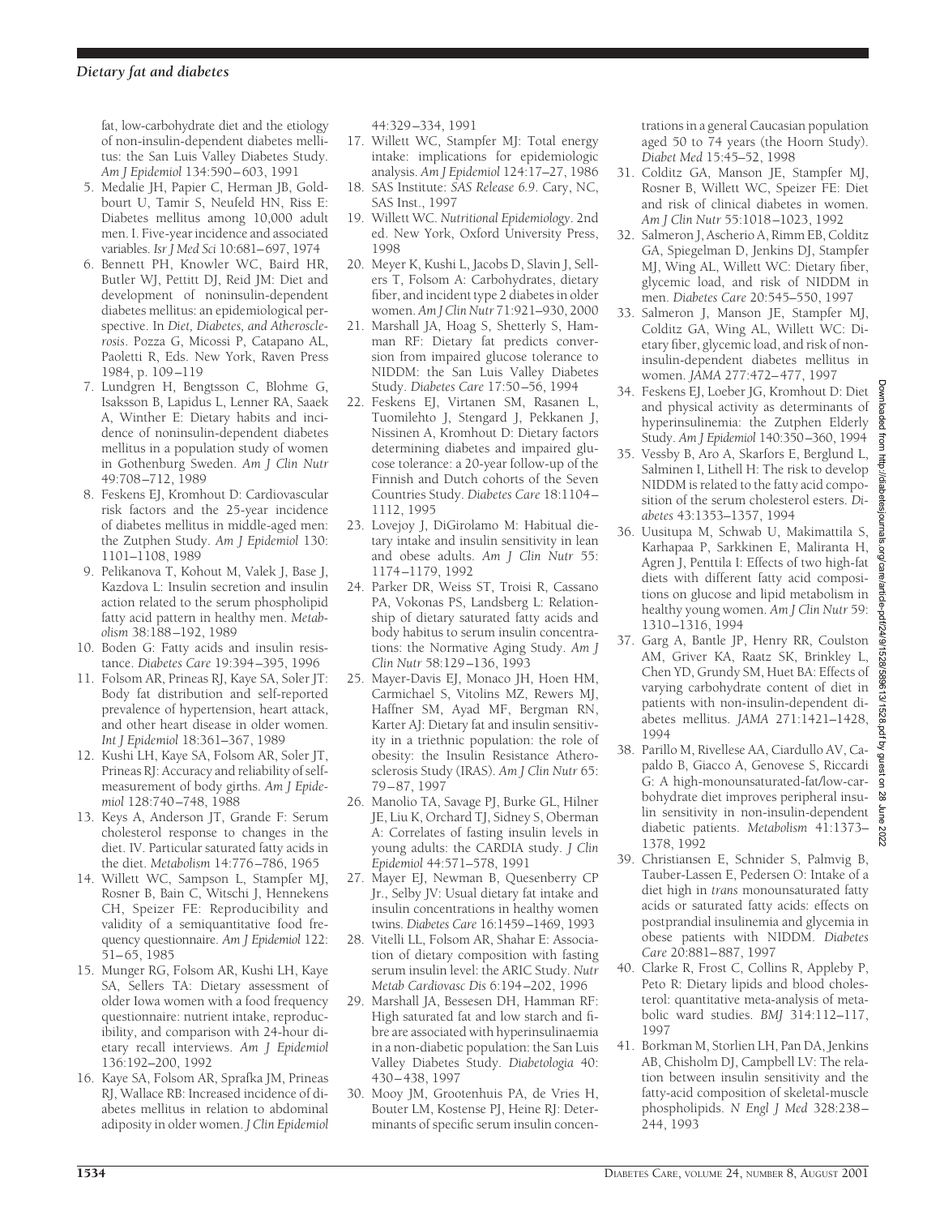fat, low-carbohydrate diet and the etiology of non-insulin-dependent diabetes mellitus: the San Luis Valley Diabetes Study. *Am J Epidemiol* 134:590–603, 1991

5. Medalie JH, Papier C, Herman JB, Goldbourt U, Tamir S, Neufeld HN, Riss E: Diabetes mellitus among 10,000 adult men. I. Five-year incidence and associated variables. *Isr J Med Sci* 10:681–697, 1974
6. Bennett PH, Knowler WC, Baird HR, Butler WJ, Pettitt DJ, Reid JM: Diet and development of noninsulin-dependent diabetes mellitus: an epidemiological perspective. In *Diet, Diabetes, and Atherosclerosis*. Pozza G, Micossi P, Catapano AL, Paoletti R, Eds. New York, Raven Press 1984, p. 109–119
7. Lundgren H, Bengtsson C, Blohme G, Isaksson B, Lapidus L, Lenner RA, Saaek A, Winther E: Dietary habits and incidence of noninsulin-dependent diabetes mellitus in a population study of women in Gothenburg Sweden. *Am J Clin Nutr* 49:708–712, 1989
8. Feskens EJ, Kromhout D: Cardiovascular risk factors and the 25-year incidence of diabetes mellitus in middle-aged men: the Zutphen Study. *Am J Epidemiol* 130: 1101–1108, 1989
9. Pelikanova T, Kohout M, Valek J, Base J, Kazdova L: Insulin secretion and insulin action related to the serum phospholipid fatty acid pattern in healthy men. *Metabolism* 38:188–192, 1989
10. Boden G: Fatty acids and insulin resistance. *Diabetes Care* 19:394–395, 1996
11. Folsom AR, Prineas RJ, Kaye SA, Soler JT: Body fat distribution and self-reported prevalence of hypertension, heart attack, and other heart disease in older women. *Int J Epidemiol* 18:361–367, 1989
12. Kushi LH, Kaye SA, Folsom AR, Soler JT, Prineas RJ: Accuracy and reliability of self-measurement of body girths. *Am J Epidemiol* 128:740–748, 1988
13. Keys A, Anderson JT, Grande F: Serum cholesterol response to changes in the diet. IV. Particular saturated fatty acids in the diet. *Metabolism* 14:776–786, 1965
14. Willett WC, Sampson L, Stampfer MJ, Rosner B, Bain C, Witschi J, Hennekens CH, Speizer FE: Reproducibility and validity of a semiquantitative food frequency questionnaire. *Am J Epidemiol* 122: 51–65, 1985
15. Munger RG, Folsom AR, Kushi LH, Kaye SA, Sellers TA: Dietary assessment of older Iowa women with a food frequency questionnaire: nutrient intake, reproducibility, and comparison with 24-hour dietary recall interviews. *Am J Epidemiol* 136:192–200, 1992
16. Kaye SA, Folsom AR, Sprafka JM, Prineas RJ, Wallace RB: Increased incidence of diabetes mellitus in relation to abdominal adiposity in older women. *J Clin Epidemiol* 44:329–334, 1991
17. Willett WC, Stampfer MJ: Total energy intake: implications for epidemiologic analysis. *Am J Epidemiol* 124:17–27, 1986
18. SAS Institute: *SAS Release 6.9*. Cary, NC, SAS Inst., 1997
19. Willett WC. *Nutritional Epidemiology*. 2nd ed. New York, Oxford University Press, 1998
20. Meyer K, Kushi L, Jacobs D, Slavin J, Sellers T, Folsom A: Carbohydrates, dietary fiber, and incident type 2 diabetes in older women. *Am J Clin Nutr* 71:921–930, 2000
21. Marshall JA, Hoag S, Shetterly S, Hamman RF: Dietary fat predicts conversion from impaired glucose tolerance to NIDDM: the San Luis Valley Diabetes Study. *Diabetes Care* 17:50–56, 1994
22. Feskens EJ, Virtanen SM, Rasanen L, Tuomilehto J, Stengard J, Pekkanen J, Nissinen A, Kromhout D: Dietary factors determining diabetes and impaired glucose tolerance: a 20-year follow-up of the Finnish and Dutch cohorts of the Seven Countries Study. *Diabetes Care* 18:1104–1112, 1995
23. Lovejoy J, DiGirolamo M: Habitual dietary intake and insulin sensitivity in lean and obese adults. *Am J Clin Nutr* 55: 1174–1179, 1992
24. Parker DR, Weiss ST, Troisi R, Cassano PA, Vokonas PS, Landsberg L: Relationship of dietary saturated fatty acids and body habitus to serum insulin concentrations: the Normative Aging Study. *Am J Clin Nutr* 58:129–136, 1993
25. Mayer-Davis EJ, Monaco JH, Hoen HM, Carmichael S, Vitolins MZ, Rewers MJ, Haffner SM, Ayad MF, Bergman RN, Karter AJ: Dietary fat and insulin sensitivity in a triethnic population: the role of obesity: the Insulin Resistance Atherosclerosis Study (IRAS). *Am J Clin Nutr* 65: 79–87, 1997
26. Manolio TA, Savage PJ, Burke GL, Hilner JE, Liu K, Orchard TJ, Sidney S, Oberman A: Correlates of fasting insulin levels in young adults: the CARDIA study. *J Clin Epidemiol* 44:571–578, 1991
27. Mayer EJ, Newman B, Quesenberry CP Jr., Selby JV: Usual dietary fat intake and insulin concentrations in healthy women twins. *Diabetes Care* 16:1459–1469, 1993
28. Vitelli LL, Folsom AR, Shahar E: Association of dietary composition with fasting serum insulin level: the ARIC Study. *Nutr Metab Cardiovasc Dis* 6:194–202, 1996
29. Marshall JA, Bessesen DH, Hamman RF: High saturated fat and low starch and fibre are associated with hyperinsulinaemia in a non-diabetic population: the San Luis Valley Diabetes Study. *Diabetologia* 40: 430–438, 1997
30. Mooy JM, Grootenhuis PA, de Vries H, Bouter LM, Kostense PJ, Heine RJ: Determinants of specific serum insulin concentrations in a general Caucasian population aged 50 to 74 years (the Hoorn Study). *Diabet Med* 15:45–52, 1998
31. Colditz GA, Manson JE, Stampfer MJ, Rosner B, Willett WC, Speizer FE: Diet and risk of clinical diabetes in women. *Am J Clin Nutr* 55:1018–1023, 1992
32. Salmeron J, Ascherio A, Rimm EB, Colditz GA, Spiegelman D, Jenkins DJ, Stampfer MJ, Wing AL, Willett WC: Dietary fiber, glycemic load, and risk of NIDDM in men. *Diabetes Care* 20:545–550, 1997
33. Salmeron J, Manson JE, Stampfer MJ, Colditz GA, Wing AL, Willett WC: Dietary fiber, glycemic load, and risk of non-insulin-dependent diabetes mellitus in women. *JAMA* 277:472–477, 1997
34. Feskens EJ, Loeber JG, Kromhout D: Diet and physical activity as determinants of hyperinsulinemia: the Zutphen Elderly Study. *Am J Epidemiol* 140:350–360, 1994
35. Vessby B, Aro A, Skarfors E, Berglund L, Salminen I, Lithell H: The risk to develop NIDDM is related to the fatty acid composition of the serum cholesterol esters. *Diabetes* 43:1353–1357, 1994
36. Uusitupa M, Schwab U, Makimattila S, Karhapaa P, Sarkkinen E, Maliranta H, Agren J, Penttila I: Effects of two high-fat diets with different fatty acid compositions on glucose and lipid metabolism in healthy young women. *Am J Clin Nutr* 59: 1310–1316, 1994
37. Garg A, Bantle JP, Henry RR, Coulston AM, Griver KA, Raatz SK, Brinkley L, Chen YD, Grundy SM, Huet BA: Effects of varying carbohydrate content of diet in patients with non-insulin-dependent diabetes mellitus. *JAMA* 271:1421–1428, 1994
38. Parillo M, Rivellese AA, Ciardullo AV, Capaldo B, Giacco A, Genovese S, Riccardi G: A high-monounsaturated-fat/low-carbohydrate diet improves peripheral insulin sensitivity in non-insulin-dependent diabetic patients. *Metabolism* 41:1373–1378, 1992
39. Christiansen E, Schnider S, Palmvig B, Tauber-Lassen E, Pedersen O: Intake of a diet high in *trans* monounsaturated fatty acids or saturated fatty acids: effects on postprandial insulinemia and glycemia in obese patients with NIDDM. *Diabetes Care* 20:881–887, 1997
40. Clarke R, Frost C, Collins R, Appleby P, Peto R: Dietary lipids and blood cholesterol: quantitative meta-analysis of metabolic ward studies. *BMJ* 314:112–117, 1997
41. Borkman M, Storlien LH, Pan DA, Jenkins AB, Chisholm DJ, Campbell LV: The relation between insulin sensitivity and the fatty-acid composition of skeletal-muscle phospholipids. *N Engl J Med* 328:238–244, 1993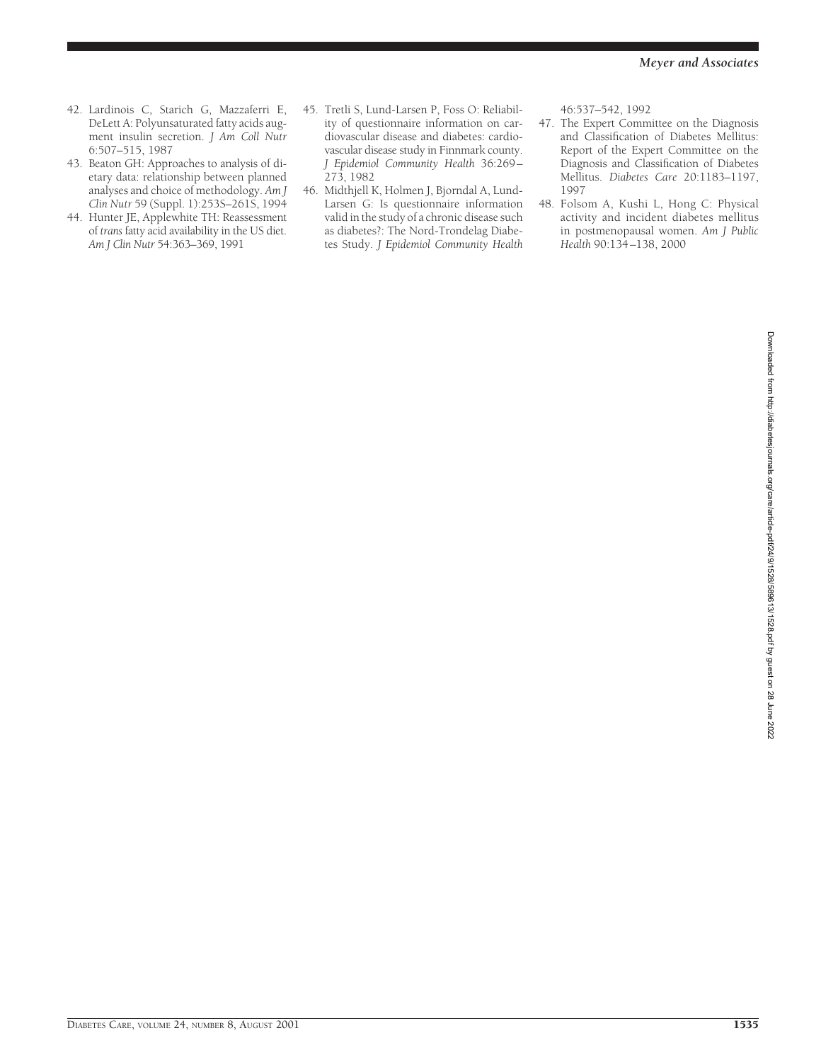42. Lardinois C, Starich G, Mazzaferri E, DeLett A: Polyunsaturated fatty acids augment insulin secretion. *J Am Coll Nutr* 6:507–515, 1987
43. Beaton GH: Approaches to analysis of dietary data: relationship between planned analyses and choice of methodology. *Am J Clin Nutr* 59 (Suppl. 1):253S–261S, 1994
44. Hunter JE, Applewhite TH: Reassessment of *trans* fatty acid availability in the US diet. *Am J Clin Nutr* 54:363–369, 1991
45. Tretli S, Lund-Larsen P, Foss O: Reliability of questionnaire information on cardiovascular disease and diabetes: cardiovascular disease study in Finnmark county. *J Epidemiol Community Health* 36:269–273, 1982
46. Midthjell K, Holmen J, Bjorndal A, Lund-Larsen G: Is questionnaire information valid in the study of a chronic disease such as diabetes?: The Nord-Trondelag Diabetes Study. *J Epidemiol Community Health* 46:537–542, 1992
47. The Expert Committee on the Diagnosis and Classification of Diabetes Mellitus: Report of the Expert Committee on the Diagnosis and Classification of Diabetes Mellitus. *Diabetes Care* 20:1183–1197, 1997
48. Folsom A, Kushi L, Hong C: Physical activity and incident diabetes mellitus in postmenopausal women. *Am J Public Health* 90:134–138, 2000